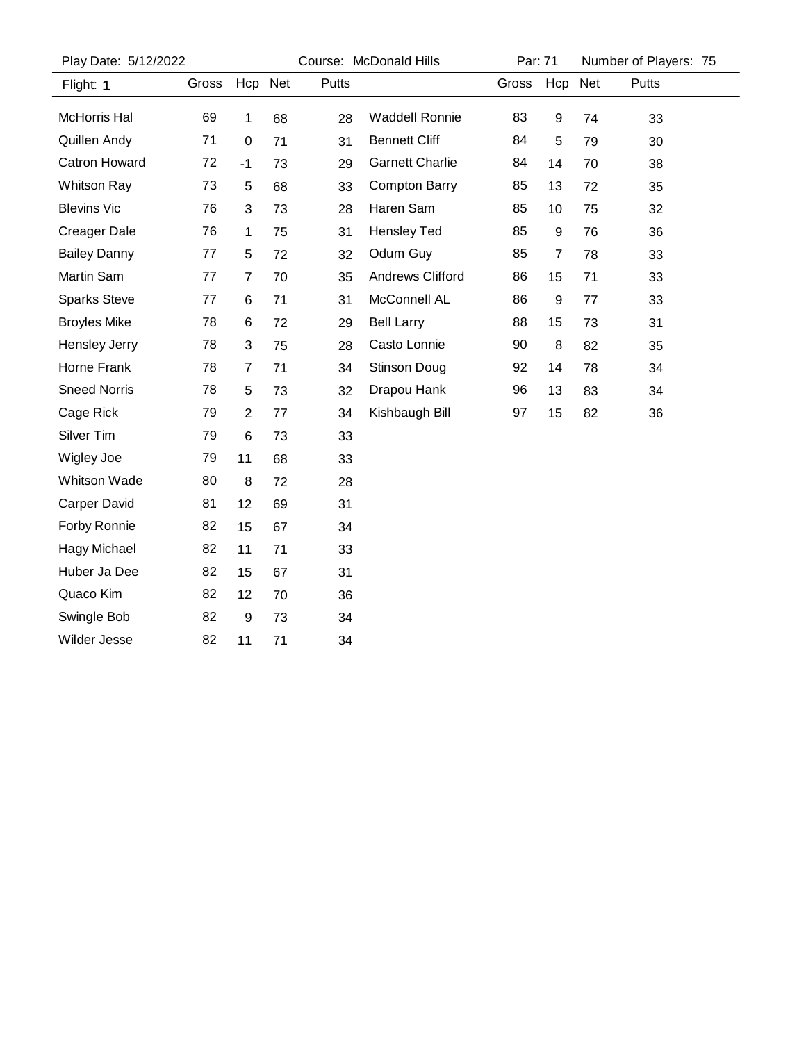Play Date: 5/12/2022 | Course: McDonald Hills | Par: 71 | Number of Players: 75

Flight: **1**

| Name | Gross | Hcp | Net | Putts |
|---|---|---|---|---|
| McHorris Hal | 69 | 1 | 68 | 28 |
| Quillen Andy | 71 | 0 | 71 | 31 |
| Catron Howard | 72 | -1 | 73 | 29 |
| Whitson Ray | 73 | 5 | 68 | 33 |
| Blevins Vic | 76 | 3 | 73 | 28 |
| Creager Dale | 76 | 1 | 75 | 31 |
| Bailey Danny | 77 | 5 | 72 | 32 |
| Martin Sam | 77 | 7 | 70 | 35 |
| Sparks Steve | 77 | 6 | 71 | 31 |
| Broyles Mike | 78 | 6 | 72 | 29 |
| Hensley Jerry | 78 | 3 | 75 | 28 |
| Horne Frank | 78 | 7 | 71 | 34 |
| Sneed Norris | 78 | 5 | 73 | 32 |
| Cage Rick | 79 | 2 | 77 | 34 |
| Silver Tim | 79 | 6 | 73 | 33 |
| Wigley Joe | 79 | 11 | 68 | 33 |
| Whitson Wade | 80 | 8 | 72 | 28 |
| Carper David | 81 | 12 | 69 | 31 |
| Forby Ronnie | 82 | 15 | 67 | 34 |
| Hagy Michael | 82 | 11 | 71 | 33 |
| Huber Ja Dee | 82 | 15 | 67 | 31 |
| Quaco Kim | 82 | 12 | 70 | 36 |
| Swingle Bob | 82 | 9 | 73 | 34 |
| Wilder Jesse | 82 | 11 | 71 | 34 |
| Waddell Ronnie | 83 | 9 | 74 | 33 |
| Bennett Cliff | 84 | 5 | 79 | 30 |
| Garnett Charlie | 84 | 14 | 70 | 38 |
| Compton Barry | 85 | 13 | 72 | 35 |
| Haren Sam | 85 | 10 | 75 | 32 |
| Hensley Ted | 85 | 9 | 76 | 36 |
| Odum Guy | 85 | 7 | 78 | 33 |
| Andrews Clifford | 86 | 15 | 71 | 33 |
| McConnell AL | 86 | 9 | 77 | 33 |
| Bell Larry | 88 | 15 | 73 | 31 |
| Casto Lonnie | 90 | 8 | 82 | 35 |
| Stinson Doug | 92 | 14 | 78 | 34 |
| Drapou Hank | 96 | 13 | 83 | 34 |
| Kishbaugh Bill | 97 | 15 | 82 | 36 |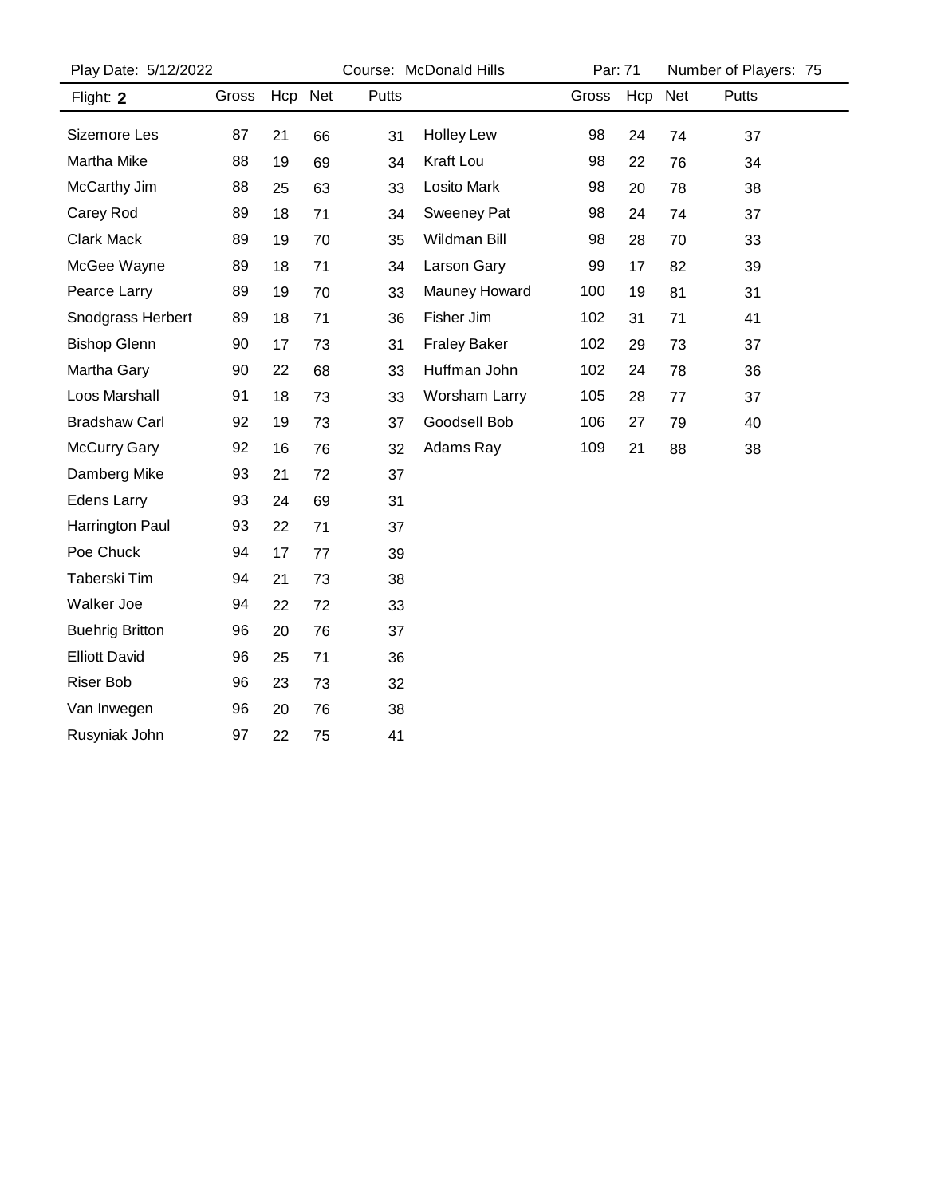Play Date: 5/12/2022 Course: McDonald Hills Par: 71 Number of Players: 75

| Flight: **2** | Gross | Hcp | Net | Putts | | Gross | Hcp | Net | Putts |
|---|---|---|---|---|---|---|---|---|---|
| Sizemore Les | 87 | 21 | 66 | 31 | Holley Lew | 98 | 24 | 74 | 37 |
| Martha Mike | 88 | 19 | 69 | 34 | Kraft Lou | 98 | 22 | 76 | 34 |
| McCarthy Jim | 88 | 25 | 63 | 33 | Losito Mark | 98 | 20 | 78 | 38 |
| Carey Rod | 89 | 18 | 71 | 34 | Sweeney Pat | 98 | 24 | 74 | 37 |
| Clark Mack | 89 | 19 | 70 | 35 | Wildman Bill | 98 | 28 | 70 | 33 |
| McGee Wayne | 89 | 18 | 71 | 34 | Larson Gary | 99 | 17 | 82 | 39 |
| Pearce Larry | 89 | 19 | 70 | 33 | Mauney Howard | 100 | 19 | 81 | 31 |
| Snodgrass Herbert | 89 | 18 | 71 | 36 | Fisher Jim | 102 | 31 | 71 | 41 |
| Bishop Glenn | 90 | 17 | 73 | 31 | Fraley Baker | 102 | 29 | 73 | 37 |
| Martha Gary | 90 | 22 | 68 | 33 | Huffman John | 102 | 24 | 78 | 36 |
| Loos Marshall | 91 | 18 | 73 | 33 | Worsham Larry | 105 | 28 | 77 | 37 |
| Bradshaw Carl | 92 | 19 | 73 | 37 | Goodsell Bob | 106 | 27 | 79 | 40 |
| McCurry Gary | 92 | 16 | 76 | 32 | Adams Ray | 109 | 21 | 88 | 38 |
| Damberg Mike | 93 | 21 | 72 | 37 | | | | | |
| Edens Larry | 93 | 24 | 69 | 31 | | | | | |
| Harrington Paul | 93 | 22 | 71 | 37 | | | | | |
| Poe Chuck | 94 | 17 | 77 | 39 | | | | | |
| Taberski Tim | 94 | 21 | 73 | 38 | | | | | |
| Walker Joe | 94 | 22 | 72 | 33 | | | | | |
| Buehrig Britton | 96 | 20 | 76 | 37 | | | | | |
| Elliott David | 96 | 25 | 71 | 36 | | | | | |
| Riser Bob | 96 | 23 | 73 | 32 | | | | | |
| Van Inwegen | 96 | 20 | 76 | 38 | | | | | |
| Rusyniak John | 97 | 22 | 75 | 41 | | | | | |